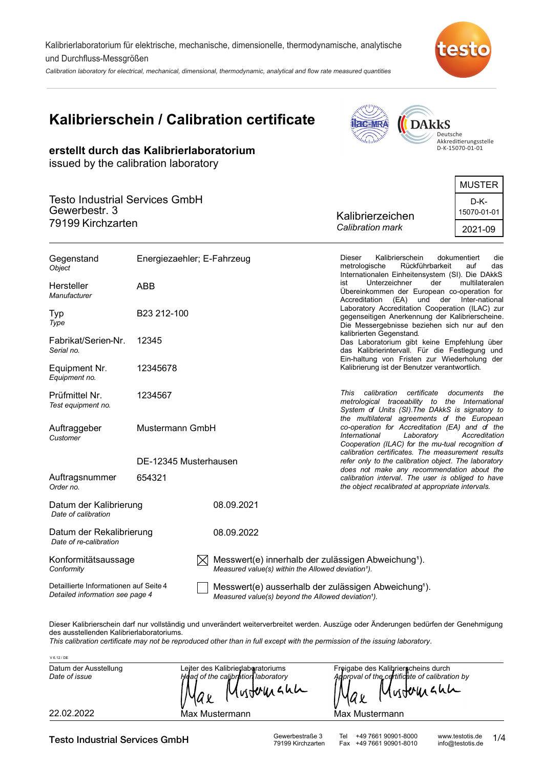Kalibrierlaboratorium für elektrische, mechanische, dimensionelle, thermodynamische, analytische und Durchfluss-Messgrößen

*Calibration laboratory for electrical, mechanical, dimensional, thermodynamic, analytical and flow rate measured quantities*

# Kalibrierschein / Calibration certificate

Deutsche Akkreditierungsstelle D-K-15070-01-01

**erstellt durch das Kalibrierlaboratorium**
issued by the calibration laboratory

Testo Industrial Services GmbH
Gewerbestr. 3
79199 Kirchzarten

Kalibrierzeichen
*Calibration mark*

| MUSTER |
|---|
| D-K-15070-01-01 |
| 2021-09 |

| | |
|---|---|
| Gegenstand *Object* | Energiezaehler; E-Fahrzeug |
| Hersteller *Manufacturer* | ABB |
| Typ *Type* | B23 212-100 |
| Fabrikat/Serien-Nr. *Serial no.* | 12345 |
| Equipment Nr. *Equipment no.* | 12345678 |
| Prüfmittel Nr. *Test equipment no.* | 1234567 |
| Auftraggeber *Customer* | Mustermann GmbH<br>DE-12345 Musterhausen |
| Auftragsnummer *Order no.* | 654321 |
| Datum der Kalibrierung *Date of calibration* | 08.09.2021 |
| Datum der Rekalibrierung *Date of re-calibration* | 08.09.2022 |

Dieser Kalibrierschein dokumentiert die metrologische Rückführbarkeit auf das Internationalen Einheitensystem (SI). Die DAkkS ist Unterzeichner der multilateralen Übereinkommen der European co-operation for Accreditation (EA) und der Inter-national Laboratory Accreditation Cooperation (ILAC) zur gegenseitigen Anerkennung der Kalibrierscheine. Die Messergebnisse beziehen sich nur auf den kalibrierten Gegenstand.
Das Laboratorium gibt keine Empfehlung über das Kalibrierintervall. Für die Festlegung und Ein-haltung von Fristen zur Wiederholung der Kalibrierung ist der Benutzer verantwortlich.

*This calibration certificate documents the metrological traceability to the International System of Units (SI).The DAkkS is signatory to the multilateral agreements of the European co-operation for Accreditation (EA) and of the International Laboratory Accreditation Cooperation (ILAC) for the mu-tual recognition of calibration certificates. The measurement results refer only to the calibration object. The laboratory does not make any recommendation about the calibration interval. The user is obliged to have the object recalibrated at appropriate intervals.*

Konformitätsaussage
*Conformity*

Detaillierte Informationen auf Seite 4
*Detailed information see page 4*

- [x] Messwert(e) innerhalb der zulässigen Abweichung¹). *Measured value(s) within the Allowed deviation¹).*
- [ ] Messwert(e) ausserhalb der zulässigen Abweichung¹). *Measured value(s) beyond the Allowed deviation¹).*

Dieser Kalibrierschein darf nur vollständig und unverändert weiterverbreitet werden. Auszüge oder Änderungen bedürfen der Genehmigung des ausstellenden Kalibrierlaboratoriums.
*This calibration certificate may not be reproduced other than in full except with the permission of the issuing laboratory.*

V 6.12 / DE

| Datum der Ausstellung *Date of issue* | Leiter des Kalibrierlaboratoriums *Head of the calibration laboratory* | Freigabe des Kalibrierscheins durch *Approval of the certificate of calibration by* |
|---|---|---|
| 22.02.2022 | Max Mustermann | Max Mustermann |

Testo Industrial Services GmbH — Gewerbestraße 3, 79199 Kirchzarten — Tel +49 7661 90901-8000, Fax +49 7661 90901-8010 — www.testotis.de, info@testotis.de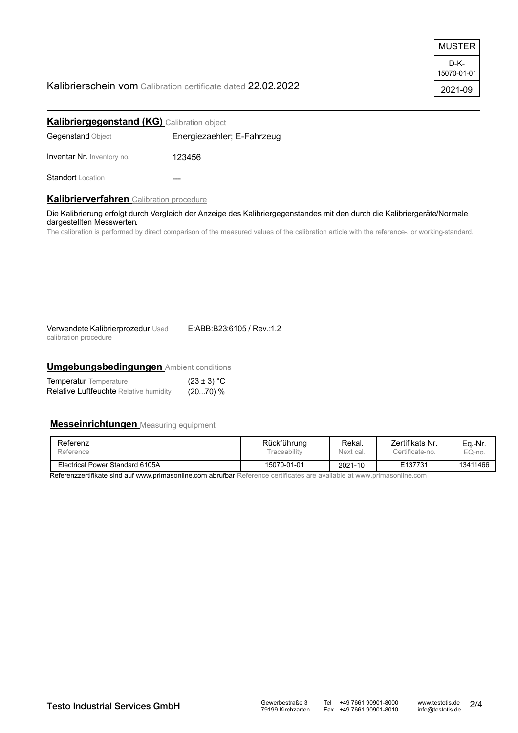| MUSTER |
| --- |
| D-K-15070-01-01 |
| 2021-09 |

Kalibrierschein vom Calibration certificate dated 22.02.2022

## **Kalibriergegenstand (KG)** Calibration object

| | |
| --- | --- |
| **Gegenstand** Object | Energiezaehler; E-Fahrzeug |
| **Inventar Nr.** Inventory no. | 123456 |
| **Standort** Location | --- |

## **Kalibrierverfahren** Calibration procedure

Die Kalibrierung erfolgt durch Vergleich der Anzeige des Kalibriergegenstandes mit den durch die Kalibriergeräte/Normale dargestellten Messwerten.
The calibration is performed by direct comparison of the measured values of the calibration article with the reference-, or working-standard.

**Verwendete Kalibrierprozedur** Used calibration procedure: E:ABB:B23:6105 / Rev.:1.2

## **Umgebungsbedingungen** Ambient conditions

| | |
| --- | --- |
| **Temperatur** Temperature | $(23 \pm 3)$ °C |
| **Relative Luftfeuchte** Relative humidity | (20...70) % |

## **Messeinrichtungen** Measuring equipment

| Referenz Reference | Rückführung Traceability | Rekal. Next cal. | Zertifikats Nr. Certificate-no. | Eq.-Nr. EQ-no. |
| --- | --- | --- | --- | --- |
| Electrical Power Standard 6105A | 15070-01-01 | 2021-10 | E137731 | 13411466 |

Referenzzertifikate sind auf www.primasonline.com abrufbar Reference certificates are available at www.primasonline.com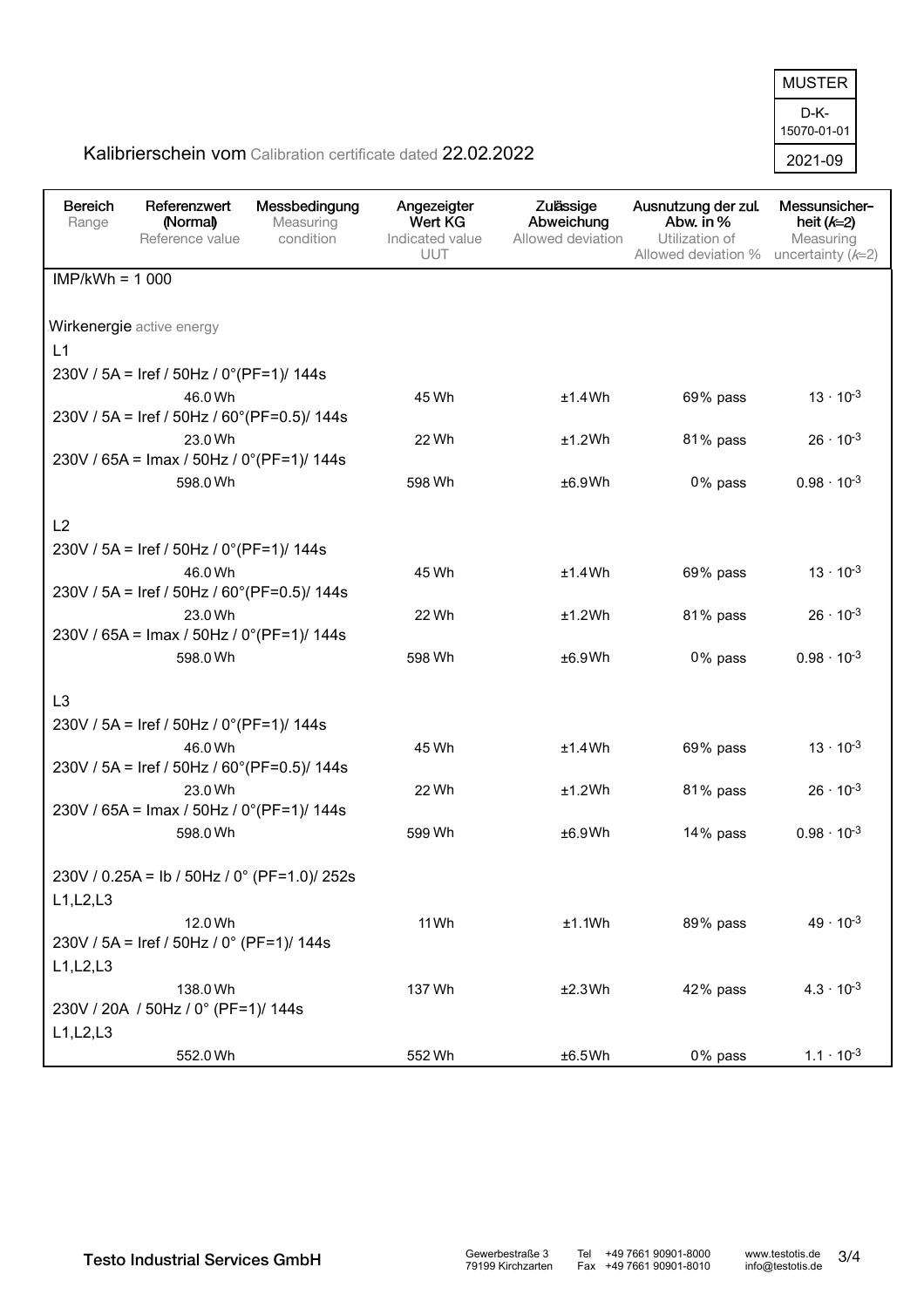MUSTER

D-K-15070-01-01

2021-09

Kalibrierschein vom Calibration certificate dated 22.02.2022

| Bereich Range | Referenzwert (Normal) Reference value | Messbedingung Measuring condition | Angezeigter Wert KG Indicated value UUT | Zulässige Abweichung Allowed deviation | Ausnutzung der zul. Abw. in % Utilization of Allowed deviation % | Messunsicherheit ($k$=2) Measuring uncertainty ($k$=2) |
|---|---|---|---|---|---|---|
| IMP/kWh = 1 000 | | | | | | |
| Wirkenergie active energy | | | | | | |
| L1 | | | | | | |
| 230V / 5A = Iref / 50Hz / 0°(PF=1)/ 144s | | | | | | |
| | 46.0 Wh | | 45 Wh | ±1.4 Wh | 69% pass | $13 \cdot 10^{-3}$ |
| 230V / 5A = Iref / 50Hz / 60°(PF=0.5)/ 144s | | | | | | |
| | 23.0 Wh | | 22 Wh | ±1.2 Wh | 81% pass | $26 \cdot 10^{-3}$ |
| 230V / 65A = Imax / 50Hz / 0°(PF=1)/ 144s | | | | | | |
| | 598.0 Wh | | 598 Wh | ±6.9 Wh | 0% pass | $0.98 \cdot 10^{-3}$ |
| L2 | | | | | | |
| 230V / 5A = Iref / 50Hz / 0°(PF=1)/ 144s | | | | | | |
| | 46.0 Wh | | 45 Wh | ±1.4 Wh | 69% pass | $13 \cdot 10^{-3}$ |
| 230V / 5A = Iref / 50Hz / 60°(PF=0.5)/ 144s | | | | | | |
| | 23.0 Wh | | 22 Wh | ±1.2 Wh | 81% pass | $26 \cdot 10^{-3}$ |
| 230V / 65A = Imax / 50Hz / 0°(PF=1)/ 144s | | | | | | |
| | 598.0 Wh | | 598 Wh | ±6.9 Wh | 0% pass | $0.98 \cdot 10^{-3}$ |
| L3 | | | | | | |
| 230V / 5A = Iref / 50Hz / 0°(PF=1)/ 144s | | | | | | |
| | 46.0 Wh | | 45 Wh | ±1.4 Wh | 69% pass | $13 \cdot 10^{-3}$ |
| 230V / 5A = Iref / 50Hz / 60°(PF=0.5)/ 144s | | | | | | |
| | 23.0 Wh | | 22 Wh | ±1.2 Wh | 81% pass | $26 \cdot 10^{-3}$ |
| 230V / 65A = Imax / 50Hz / 0°(PF=1)/ 144s | | | | | | |
| | 598.0 Wh | | 599 Wh | ±6.9 Wh | 14% pass | $0.98 \cdot 10^{-3}$ |
| 230V / 0.25A = Ib / 50Hz / 0° (PF=1.0)/ 252s | | | | | | |
| L1,L2,L3 | | | | | | |
| | 12.0 Wh | | 11 Wh | ±1.1 Wh | 89% pass | $49 \cdot 10^{-3}$ |
| 230V / 5A = Iref / 50Hz / 0° (PF=1)/ 144s | | | | | | |
| L1,L2,L3 | | | | | | |
| | 138.0 Wh | | 137 Wh | ±2.3 Wh | 42% pass | $4.3 \cdot 10^{-3}$ |
| 230V / 20A / 50Hz / 0° (PF=1)/ 144s | | | | | | |
| L1,L2,L3 | | | | | | |
| | 552.0 Wh | | 552 Wh | ±6.5 Wh | 0% pass | $1.1 \cdot 10^{-3}$ |

**Testo Industrial Services GmbH**

Gewerbestraße 3
79199 Kirchzarten

Tel +49 7661 90901-8000
Fax +49 7661 90901-8010

www.testotis.de
info@testotis.de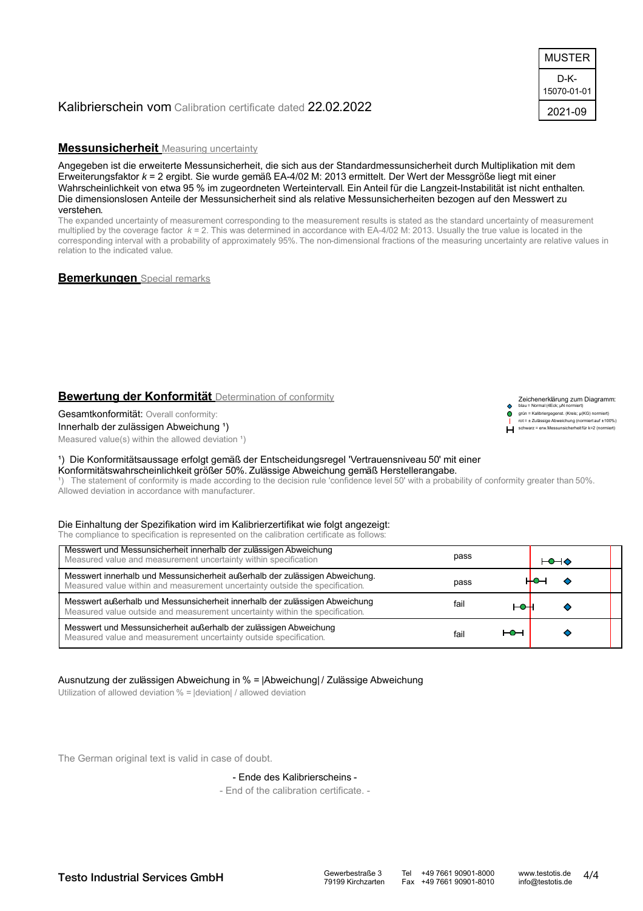MUSTER

D-K-15070-01-01

2021-09

Kalibrierschein vom Calibration certificate dated 22.02.2022

## Messunsicherheit Measuring uncertainty

Angegeben ist die erweiterte Messunsicherheit, die sich aus der Standardmessunsicherheit durch Multiplikation mit dem Erweiterungsfaktor $k = 2$ ergibt. Sie wurde gemäß EA-4/02 M: 2013 ermittelt. Der Wert der Messgröße liegt mit einer Wahrscheinlichkeit von etwa 95 % im zugeordneten Werteintervall. Ein Anteil für die Langzeit-Instabilität ist nicht enthalten. Die dimensionslosen Anteile der Messunsicherheit sind als relative Messunsicherheiten bezogen auf den Messwert zu verstehen.

The expanded uncertainty of measurement corresponding to the measurement results is stated as the standard uncertainty of measurement multiplied by the coverage factor $k = 2$. This was determined in accordance with EA-4/02 M: 2013. Usually the true value is located in the corresponding interval with a probability of approximately 95%. The non-dimensional fractions of the measuring uncertainty are relative values in relation to the indicated value.

## Bemerkungen Special remarks

## Bewertung der Konformität Determination of conformity

Gesamtkonformität: Overall conformity:

Innerhalb der zulässigen Abweichung [1])

Measured value(s) within the allowed deviation [1])

Zeichenerklärung zum Diagramm:
blau = Normal (4Edk; µN normiert)
grün = Kalibriergegenst. (Kreis; µ(KG) normiert)
rot = ± Zulässige Abweichung (normiert auf ±100%)
schwarz = erw.Messunsicherheit für k=2 (normiert)

[1]) Die Konformitätsaussage erfolgt gemäß der Entscheidungsregel 'Vertrauensniveau 50' mit einer Konformitätswahrscheinlichkeit größer 50%. Zulässige Abweichung gemäß Herstellerangabe.

[1]) The statement of conformity is made according to the decision rule 'confidence level 50' with a probability of conformity greater than 50%. Allowed deviation in accordance with manufacturer.

Die Einhaltung der Spezifikation wird im Kalibrierzertifikat wie folgt angezeigt:
The compliance to specification is represented on the calibration certificate as follows:

| | | |
|---|---|---|
| Messwert und Messunsicherheit innerhalb der zulässigen Abweichung<br>Measured value and measurement uncertainty within specification | pass | |
| Messwert innerhalb und Messunsicherheit außerhalb der zulässigen Abweichung.<br>Measured value within and measurement uncertainty outside the specification. | pass | |
| Messwert außerhalb und Messunsicherheit innerhalb der zulässigen Abweichung<br>Measured value outside and measurement uncertainty within the specification. | fail | |
| Messwert und Messunsicherheit außerhalb der zulässigen Abweichung<br>Measured value and measurement uncertainty outside specification. | fail | |

Ausnutzung der zulässigen Abweichung in % = |Abweichung| / Zulässige Abweichung

Utilization of allowed deviation % = |deviation| / allowed deviation

The German original text is valid in case of doubt.

- Ende des Kalibrierscheins -

- End of the calibration certificate. -

Testo Industrial Services GmbH — Gewerbestraße 3, 79199 Kirchzarten — Tel +49 7661 90901-8000, Fax +49 7661 90901-8010 — www.testotis.de, info@testotis.de